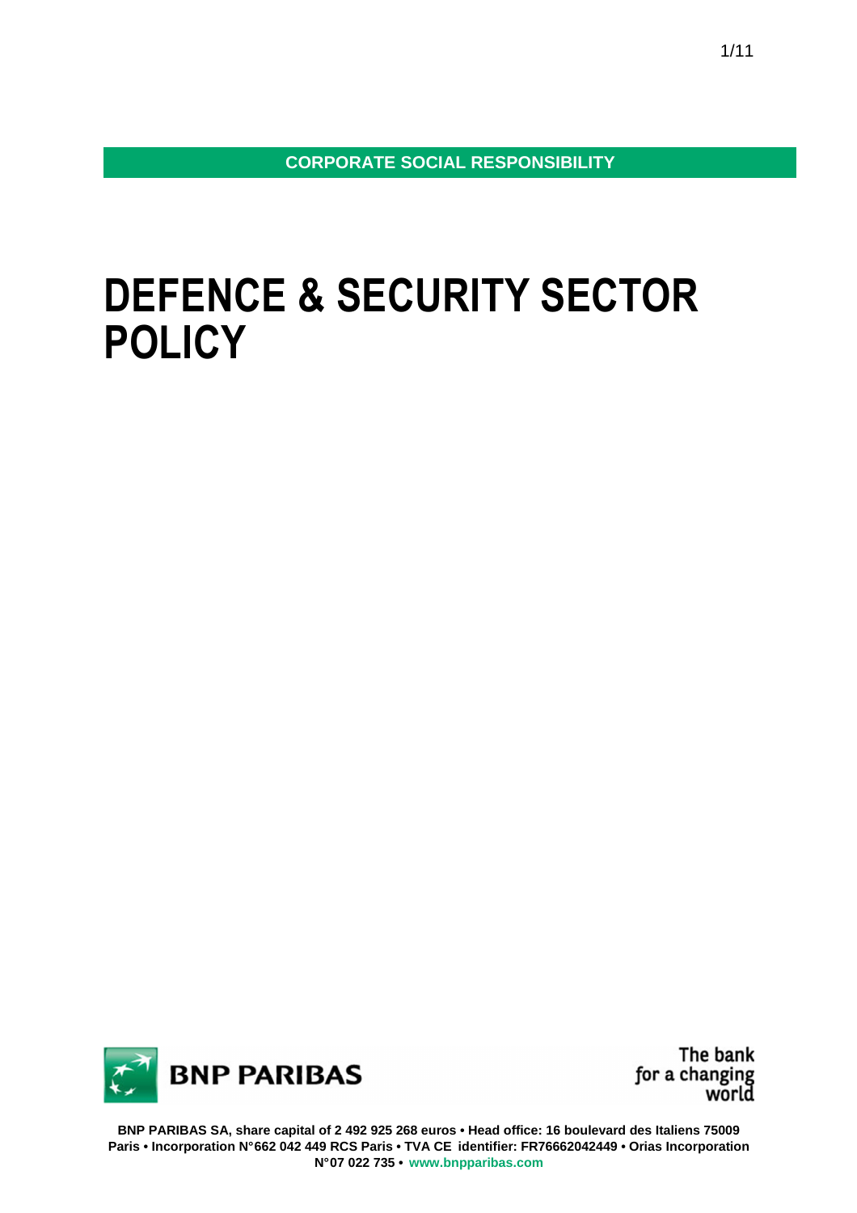**CORPORATE SOCIAL RESPONSIBILITY**

# DEFENCE & SECURITY SECTOR POLICY

BNP PARIBAS

The bank for a changing world

**BNP PARIBAS SA, share capital of 2 492 925 268 euros • Head office: 16 boulevard des Italiens 75009 Paris • Incorporation N°662 042 449 RCS Paris • TVA CE identifier: FR76662042449 • Orias Incorporation N°07 022 735 • www.bnpparibas.com**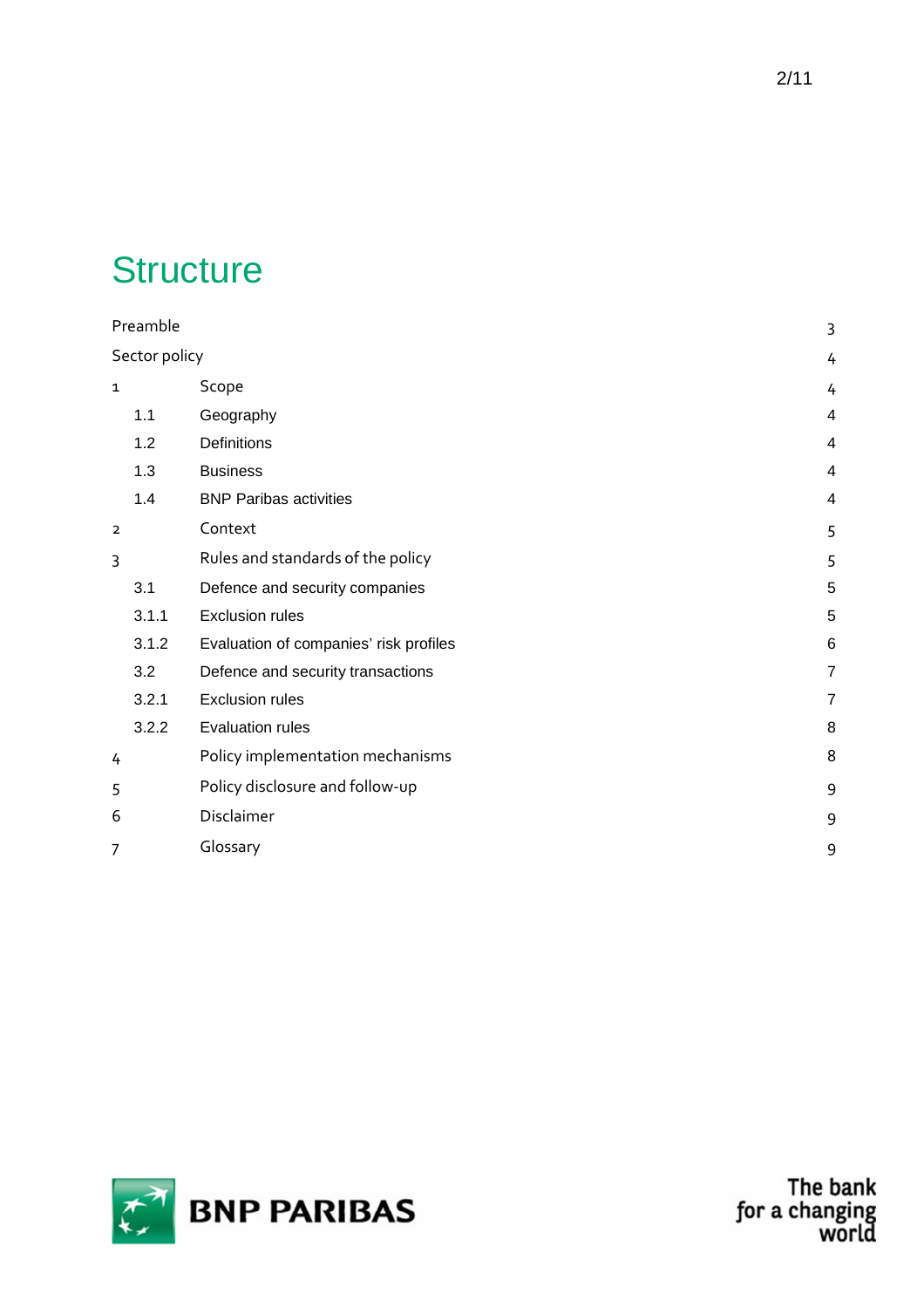# Structure

| | | |
|---|---|---|
| Preamble | | 3 |
| Sector policy | | 4 |
| 1 | Scope | 4 |
| 1.1 | Geography | 4 |
| 1.2 | Definitions | 4 |
| 1.3 | Business | 4 |
| 1.4 | BNP Paribas activities | 4 |
| 2 | Context | 5 |
| 3 | Rules and standards of the policy | 5 |
| 3.1 | Defence and security companies | 5 |
| 3.1.1 | Exclusion rules | 5 |
| 3.1.2 | Evaluation of companies' risk profiles | 6 |
| 3.2 | Defence and security transactions | 7 |
| 3.2.1 | Exclusion rules | 7 |
| 3.2.2 | Evaluation rules | 8 |
| 4 | Policy implementation mechanisms | 8 |
| 5 | Policy disclosure and follow-up | 9 |
| 6 | Disclaimer | 9 |
| 7 | Glossary | 9 |

BNP PARIBAS

The bank for a changing world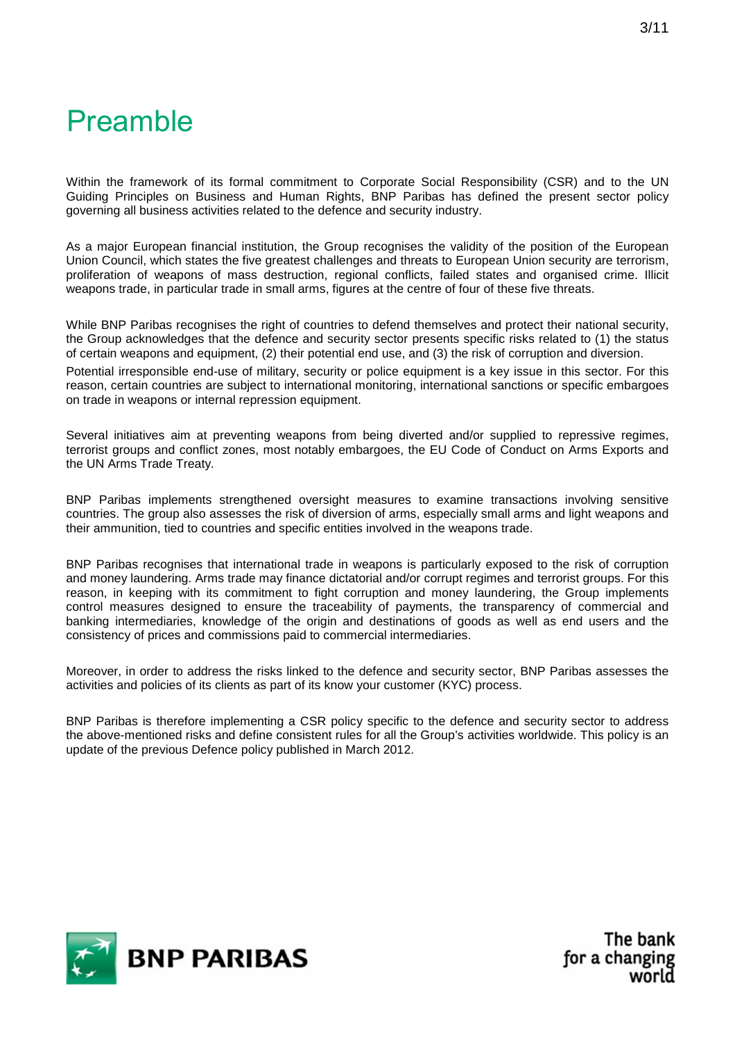# Preamble

Within the framework of its formal commitment to Corporate Social Responsibility (CSR) and to the UN Guiding Principles on Business and Human Rights, BNP Paribas has defined the present sector policy governing all business activities related to the defence and security industry.

As a major European financial institution, the Group recognises the validity of the position of the European Union Council, which states the five greatest challenges and threats to European Union security are terrorism, proliferation of weapons of mass destruction, regional conflicts, failed states and organised crime. Illicit weapons trade, in particular trade in small arms, figures at the centre of four of these five threats.

While BNP Paribas recognises the right of countries to defend themselves and protect their national security, the Group acknowledges that the defence and security sector presents specific risks related to (1) the status of certain weapons and equipment, (2) their potential end use, and (3) the risk of corruption and diversion.

Potential irresponsible end-use of military, security or police equipment is a key issue in this sector. For this reason, certain countries are subject to international monitoring, international sanctions or specific embargoes on trade in weapons or internal repression equipment.

Several initiatives aim at preventing weapons from being diverted and/or supplied to repressive regimes, terrorist groups and conflict zones, most notably embargoes, the EU Code of Conduct on Arms Exports and the UN Arms Trade Treaty.

BNP Paribas implements strengthened oversight measures to examine transactions involving sensitive countries. The group also assesses the risk of diversion of arms, especially small arms and light weapons and their ammunition, tied to countries and specific entities involved in the weapons trade.

BNP Paribas recognises that international trade in weapons is particularly exposed to the risk of corruption and money laundering. Arms trade may finance dictatorial and/or corrupt regimes and terrorist groups. For this reason, in keeping with its commitment to fight corruption and money laundering, the Group implements control measures designed to ensure the traceability of payments, the transparency of commercial and banking intermediaries, knowledge of the origin and destinations of goods as well as end users and the consistency of prices and commissions paid to commercial intermediaries.

Moreover, in order to address the risks linked to the defence and security sector, BNP Paribas assesses the activities and policies of its clients as part of its know your customer (KYC) process.

BNP Paribas is therefore implementing a CSR policy specific to the defence and security sector to address the above-mentioned risks and define consistent rules for all the Group's activities worldwide. This policy is an update of the previous Defence policy published in March 2012.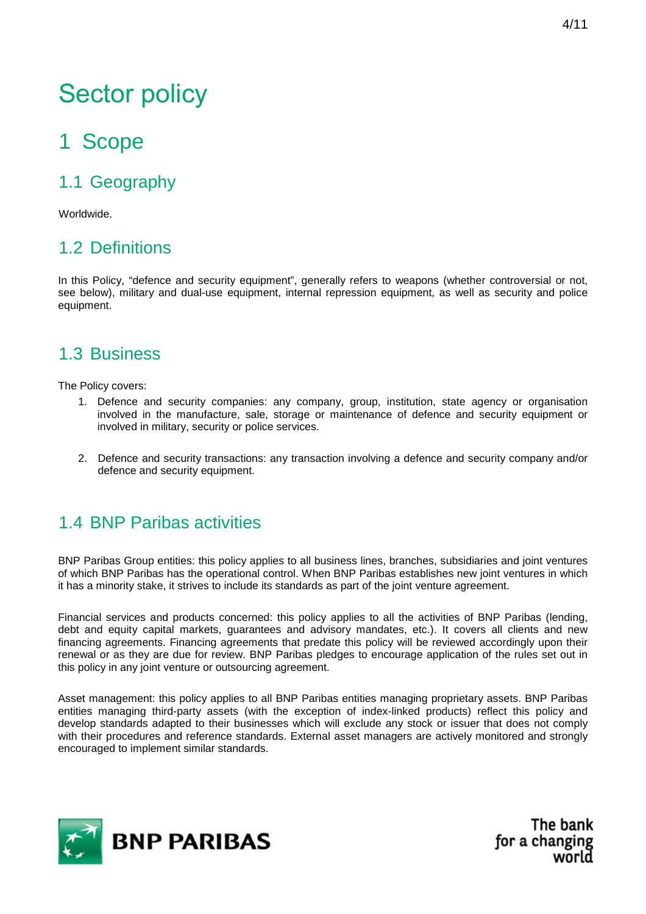# Sector policy

## 1 Scope

### 1.1 Geography

Worldwide.

### 1.2 Definitions

In this Policy, "defence and security equipment", generally refers to weapons (whether controversial or not, see below), military and dual-use equipment, internal repression equipment, as well as security and police equipment.

### 1.3 Business

The Policy covers:

1. Defence and security companies: any company, group, institution, state agency or organisation involved in the manufacture, sale, storage or maintenance of defence and security equipment or involved in military, security or police services.

2. Defence and security transactions: any transaction involving a defence and security company and/or defence and security equipment.

### 1.4 BNP Paribas activities

BNP Paribas Group entities: this policy applies to all business lines, branches, subsidiaries and joint ventures of which BNP Paribas has the operational control. When BNP Paribas establishes new joint ventures in which it has a minority stake, it strives to include its standards as part of the joint venture agreement.

Financial services and products concerned: this policy applies to all the activities of BNP Paribas (lending, debt and equity capital markets, guarantees and advisory mandates, etc.). It covers all clients and new financing agreements. Financing agreements that predate this policy will be reviewed accordingly upon their renewal or as they are due for review. BNP Paribas pledges to encourage application of the rules set out in this policy in any joint venture or outsourcing agreement.

Asset management: this policy applies to all BNP Paribas entities managing proprietary assets. BNP Paribas entities managing third-party assets (with the exception of index-linked products) reflect this policy and develop standards adapted to their businesses which will exclude any stock or issuer that does not comply with their procedures and reference standards. External asset managers are actively monitored and strongly encouraged to implement similar standards.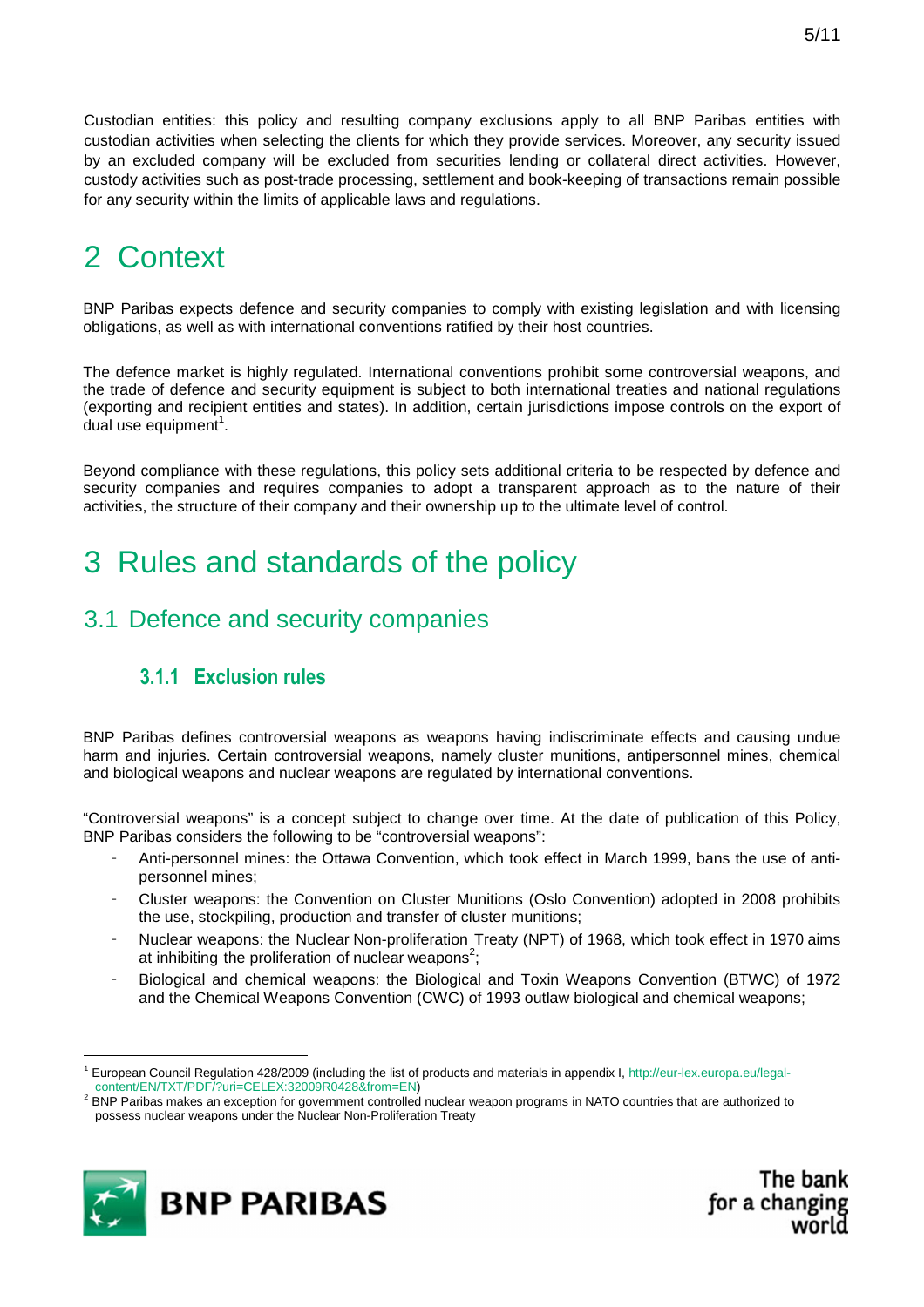Custodian entities: this policy and resulting company exclusions apply to all BNP Paribas entities with custodian activities when selecting the clients for which they provide services. Moreover, any security issued by an excluded company will be excluded from securities lending or collateral direct activities. However, custody activities such as post-trade processing, settlement and book-keeping of transactions remain possible for any security within the limits of applicable laws and regulations.

# 2 Context

BNP Paribas expects defence and security companies to comply with existing legislation and with licensing obligations, as well as with international conventions ratified by their host countries.

The defence market is highly regulated. International conventions prohibit some controversial weapons, and the trade of defence and security equipment is subject to both international treaties and national regulations (exporting and recipient entities and states). In addition, certain jurisdictions impose controls on the export of dual use equipment[1].

Beyond compliance with these regulations, this policy sets additional criteria to be respected by defence and security companies and requires companies to adopt a transparent approach as to the nature of their activities, the structure of their company and their ownership up to the ultimate level of control.

# 3 Rules and standards of the policy

## 3.1 Defence and security companies

### 3.1.1 Exclusion rules

BNP Paribas defines controversial weapons as weapons having indiscriminate effects and causing undue harm and injuries. Certain controversial weapons, namely cluster munitions, antipersonnel mines, chemical and biological weapons and nuclear weapons are regulated by international conventions.

"Controversial weapons" is a concept subject to change over time. At the date of publication of this Policy, BNP Paribas considers the following to be "controversial weapons":

- Anti-personnel mines: the Ottawa Convention, which took effect in March 1999, bans the use of anti-personnel mines;
- Cluster weapons: the Convention on Cluster Munitions (Oslo Convention) adopted in 2008 prohibits the use, stockpiling, production and transfer of cluster munitions;
- Nuclear weapons: the Nuclear Non-proliferation Treaty (NPT) of 1968, which took effect in 1970 aims at inhibiting the proliferation of nuclear weapons[2];
- Biological and chemical weapons: the Biological and Toxin Weapons Convention (BTWC) of 1972 and the Chemical Weapons Convention (CWC) of 1993 outlaw biological and chemical weapons;

---

[1] European Council Regulation 428/2009 (including the list of products and materials in appendix I, http://eur-lex.europa.eu/legal-content/EN/TXT/PDF/?uri=CELEX:32009R0428&from=EN)

[2] BNP Paribas makes an exception for government controlled nuclear weapon programs in NATO countries that are authorized to possess nuclear weapons under the Nuclear Non-Proliferation Treaty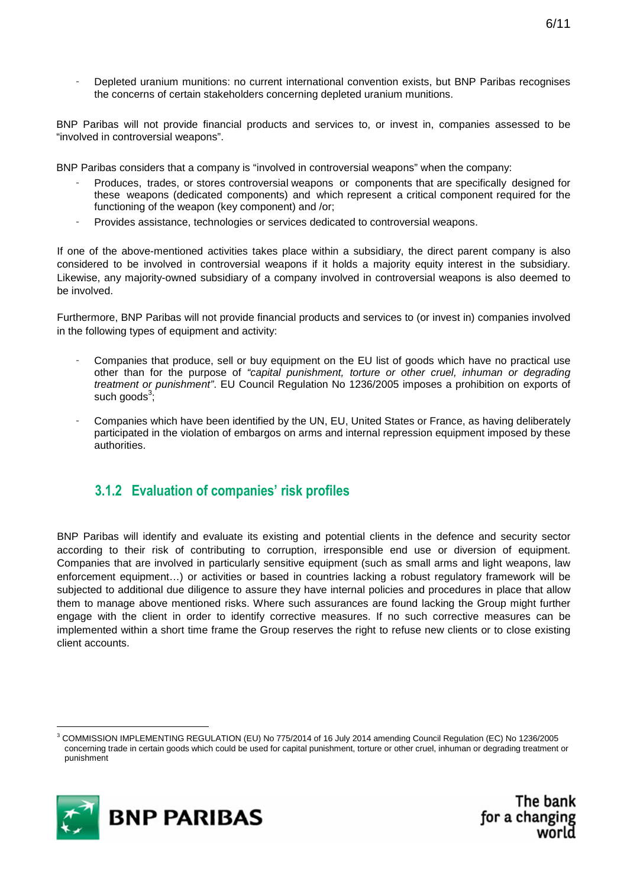- Depleted uranium munitions: no current international convention exists, but BNP Paribas recognises the concerns of certain stakeholders concerning depleted uranium munitions.

BNP Paribas will not provide financial products and services to, or invest in, companies assessed to be "involved in controversial weapons".

BNP Paribas considers that a company is "involved in controversial weapons" when the company:

- Produces, trades, or stores controversial weapons or components that are specifically designed for these weapons (dedicated components) and which represent a critical component required for the functioning of the weapon (key component) and /or;
- Provides assistance, technologies or services dedicated to controversial weapons.

If one of the above-mentioned activities takes place within a subsidiary, the direct parent company is also considered to be involved in controversial weapons if it holds a majority equity interest in the subsidiary. Likewise, any majority-owned subsidiary of a company involved in controversial weapons is also deemed to be involved.

Furthermore, BNP Paribas will not provide financial products and services to (or invest in) companies involved in the following types of equipment and activity:

- Companies that produce, sell or buy equipment on the EU list of goods which have no practical use other than for the purpose of *"capital punishment, torture or other cruel, inhuman or degrading treatment or punishment"*. EU Council Regulation No 1236/2005 imposes a prohibition on exports of such goods[3];
- Companies which have been identified by the UN, EU, United States or France, as having deliberately participated in the violation of embargos on arms and internal repression equipment imposed by these authorities.

### 3.1.2 Evaluation of companies' risk profiles

BNP Paribas will identify and evaluate its existing and potential clients in the defence and security sector according to their risk of contributing to corruption, irresponsible end use or diversion of equipment. Companies that are involved in particularly sensitive equipment (such as small arms and light weapons, law enforcement equipment…) or activities or based in countries lacking a robust regulatory framework will be subjected to additional due diligence to assure they have internal policies and procedures in place that allow them to manage above mentioned risks. Where such assurances are found lacking the Group might further engage with the client in order to identify corrective measures. If no such corrective measures can be implemented within a short time frame the Group reserves the right to refuse new clients or to close existing client accounts.

[3] COMMISSION IMPLEMENTING REGULATION (EU) No 775/2014 of 16 July 2014 amending Council Regulation (EC) No 1236/2005 concerning trade in certain goods which could be used for capital punishment, torture or other cruel, inhuman or degrading treatment or punishment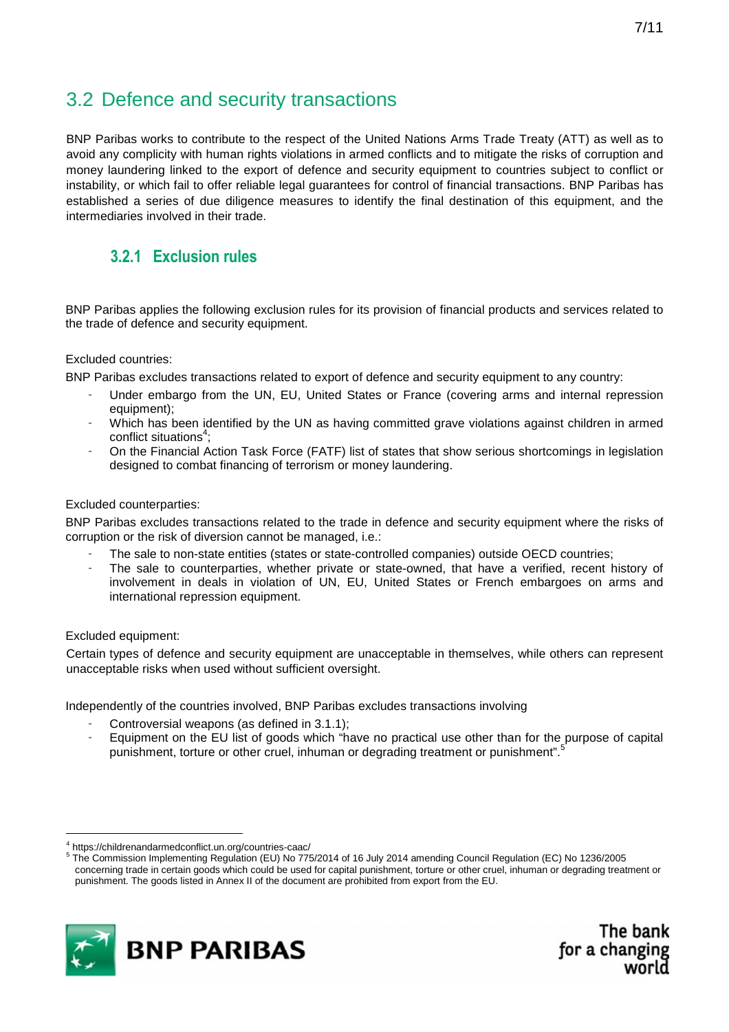## 3.2 Defence and security transactions

BNP Paribas works to contribute to the respect of the United Nations Arms Trade Treaty (ATT) as well as to avoid any complicity with human rights violations in armed conflicts and to mitigate the risks of corruption and money laundering linked to the export of defence and security equipment to countries subject to conflict or instability, or which fail to offer reliable legal guarantees for control of financial transactions. BNP Paribas has established a series of due diligence measures to identify the final destination of this equipment, and the intermediaries involved in their trade.

### 3.2.1 Exclusion rules

BNP Paribas applies the following exclusion rules for its provision of financial products and services related to the trade of defence and security equipment.

Excluded countries:

BNP Paribas excludes transactions related to export of defence and security equipment to any country:

- Under embargo from the UN, EU, United States or France (covering arms and internal repression equipment);
- Which has been identified by the UN as having committed grave violations against children in armed conflict situations[4];
- On the Financial Action Task Force (FATF) list of states that show serious shortcomings in legislation designed to combat financing of terrorism or money laundering.

Excluded counterparties:

BNP Paribas excludes transactions related to the trade in defence and security equipment where the risks of corruption or the risk of diversion cannot be managed, i.e.:

- The sale to non-state entities (states or state-controlled companies) outside OECD countries;
- The sale to counterparties, whether private or state-owned, that have a verified, recent history of involvement in deals in violation of UN, EU, United States or French embargoes on arms and international repression equipment.

Excluded equipment:

Certain types of defence and security equipment are unacceptable in themselves, while others can represent unacceptable risks when used without sufficient oversight.

Independently of the countries involved, BNP Paribas excludes transactions involving

- Controversial weapons (as defined in 3.1.1);
- Equipment on the EU list of goods which "have no practical use other than for the purpose of capital punishment, torture or other cruel, inhuman or degrading treatment or punishment".[5]

---

[4] https://childrenandarmedconflict.un.org/countries-caac/

[5] The Commission Implementing Regulation (EU) No 775/2014 of 16 July 2014 amending Council Regulation (EC) No 1236/2005 concerning trade in certain goods which could be used for capital punishment, torture or other cruel, inhuman or degrading treatment or punishment. The goods listed in Annex II of the document are prohibited from export from the EU.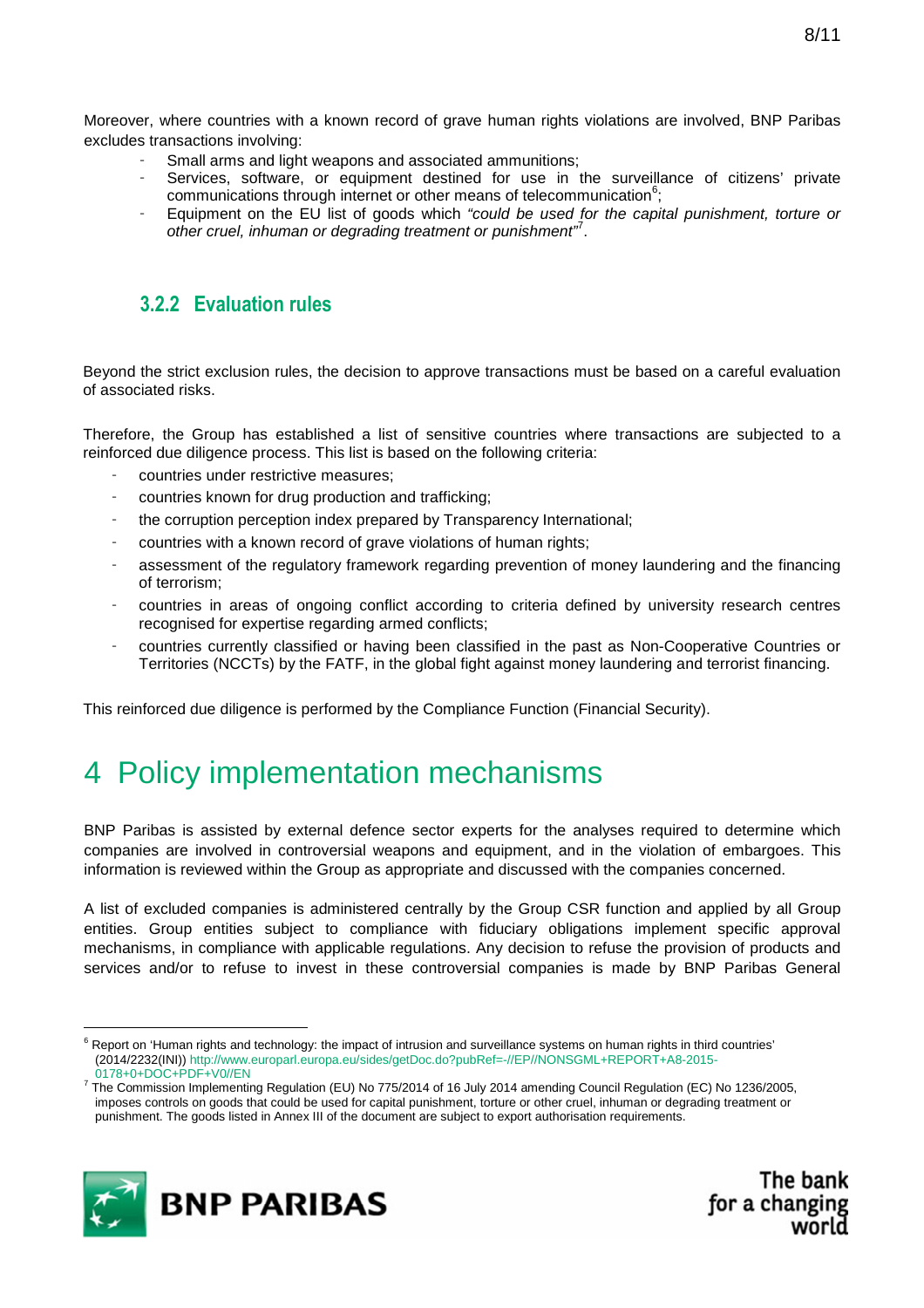Moreover, where countries with a known record of grave human rights violations are involved, BNP Paribas excludes transactions involving:

- Small arms and light weapons and associated ammunitions;
- Services, software, or equipment destined for use in the surveillance of citizens' private communications through internet or other means of telecommunication[6];
- Equipment on the EU list of goods which *"could be used for the capital punishment, torture or other cruel, inhuman or degrading treatment or punishment"*[7].

### 3.2.2 Evaluation rules

Beyond the strict exclusion rules, the decision to approve transactions must be based on a careful evaluation of associated risks.

Therefore, the Group has established a list of sensitive countries where transactions are subjected to a reinforced due diligence process. This list is based on the following criteria:

- countries under restrictive measures;
- countries known for drug production and trafficking;
- the corruption perception index prepared by Transparency International;
- countries with a known record of grave violations of human rights;
- assessment of the regulatory framework regarding prevention of money laundering and the financing of terrorism;
- countries in areas of ongoing conflict according to criteria defined by university research centres recognised for expertise regarding armed conflicts;
- countries currently classified or having been classified in the past as Non-Cooperative Countries or Territories (NCCTs) by the FATF, in the global fight against money laundering and terrorist financing.

This reinforced due diligence is performed by the Compliance Function (Financial Security).

# 4 Policy implementation mechanisms

BNP Paribas is assisted by external defence sector experts for the analyses required to determine which companies are involved in controversial weapons and equipment, and in the violation of embargoes. This information is reviewed within the Group as appropriate and discussed with the companies concerned.

A list of excluded companies is administered centrally by the Group CSR function and applied by all Group entities. Group entities subject to compliance with fiduciary obligations implement specific approval mechanisms, in compliance with applicable regulations. Any decision to refuse the provision of products and services and/or to refuse to invest in these controversial companies is made by BNP Paribas General

---

[6] Report on 'Human rights and technology: the impact of intrusion and surveillance systems on human rights in third countries' (2014/2232(INI)) http://www.europarl.europa.eu/sides/getDoc.do?pubRef=-//EP//NONSGML+REPORT+A8-2015-0178+0+DOC+PDF+V0//EN

[7] The Commission Implementing Regulation (EU) No 775/2014 of 16 July 2014 amending Council Regulation (EC) No 1236/2005, imposes controls on goods that could be used for capital punishment, torture or other cruel, inhuman or degrading treatment or punishment. The goods listed in Annex III of the document are subject to export authorisation requirements.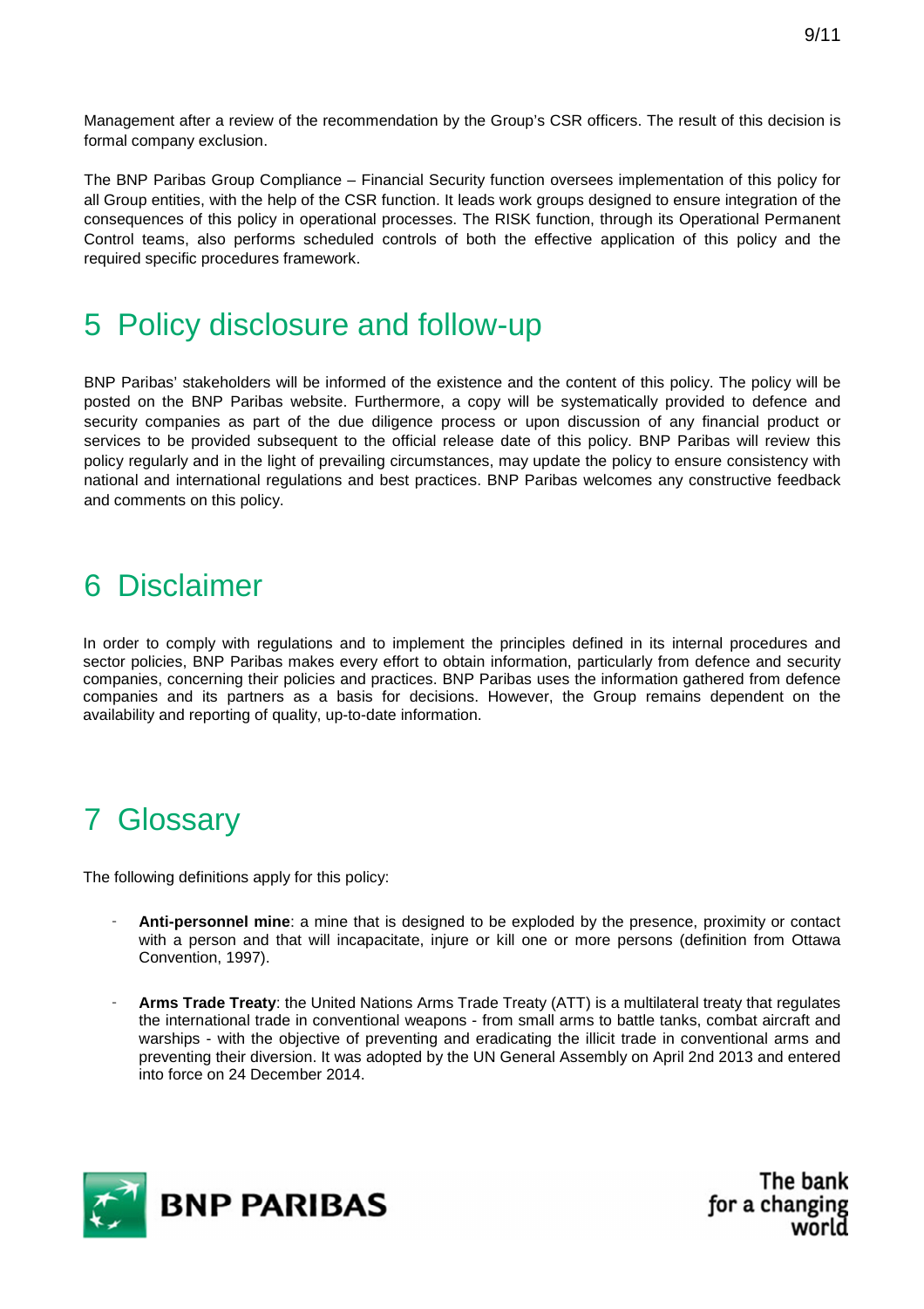Management after a review of the recommendation by the Group's CSR officers. The result of this decision is formal company exclusion.

The BNP Paribas Group Compliance – Financial Security function oversees implementation of this policy for all Group entities, with the help of the CSR function. It leads work groups designed to ensure integration of the consequences of this policy in operational processes. The RISK function, through its Operational Permanent Control teams, also performs scheduled controls of both the effective application of this policy and the required specific procedures framework.

# 5 Policy disclosure and follow-up

BNP Paribas' stakeholders will be informed of the existence and the content of this policy. The policy will be posted on the BNP Paribas website. Furthermore, a copy will be systematically provided to defence and security companies as part of the due diligence process or upon discussion of any financial product or services to be provided subsequent to the official release date of this policy. BNP Paribas will review this policy regularly and in the light of prevailing circumstances, may update the policy to ensure consistency with national and international regulations and best practices. BNP Paribas welcomes any constructive feedback and comments on this policy.

# 6 Disclaimer

In order to comply with regulations and to implement the principles defined in its internal procedures and sector policies, BNP Paribas makes every effort to obtain information, particularly from defence and security companies, concerning their policies and practices. BNP Paribas uses the information gathered from defence companies and its partners as a basis for decisions. However, the Group remains dependent on the availability and reporting of quality, up-to-date information.

# 7 Glossary

The following definitions apply for this policy:

- **Anti-personnel mine**: a mine that is designed to be exploded by the presence, proximity or contact with a person and that will incapacitate, injure or kill one or more persons (definition from Ottawa Convention, 1997).

- **Arms Trade Treaty**: the United Nations Arms Trade Treaty (ATT) is a multilateral treaty that regulates the international trade in conventional weapons - from small arms to battle tanks, combat aircraft and warships - with the objective of preventing and eradicating the illicit trade in conventional arms and preventing their diversion. It was adopted by the UN General Assembly on April 2nd 2013 and entered into force on 24 December 2014.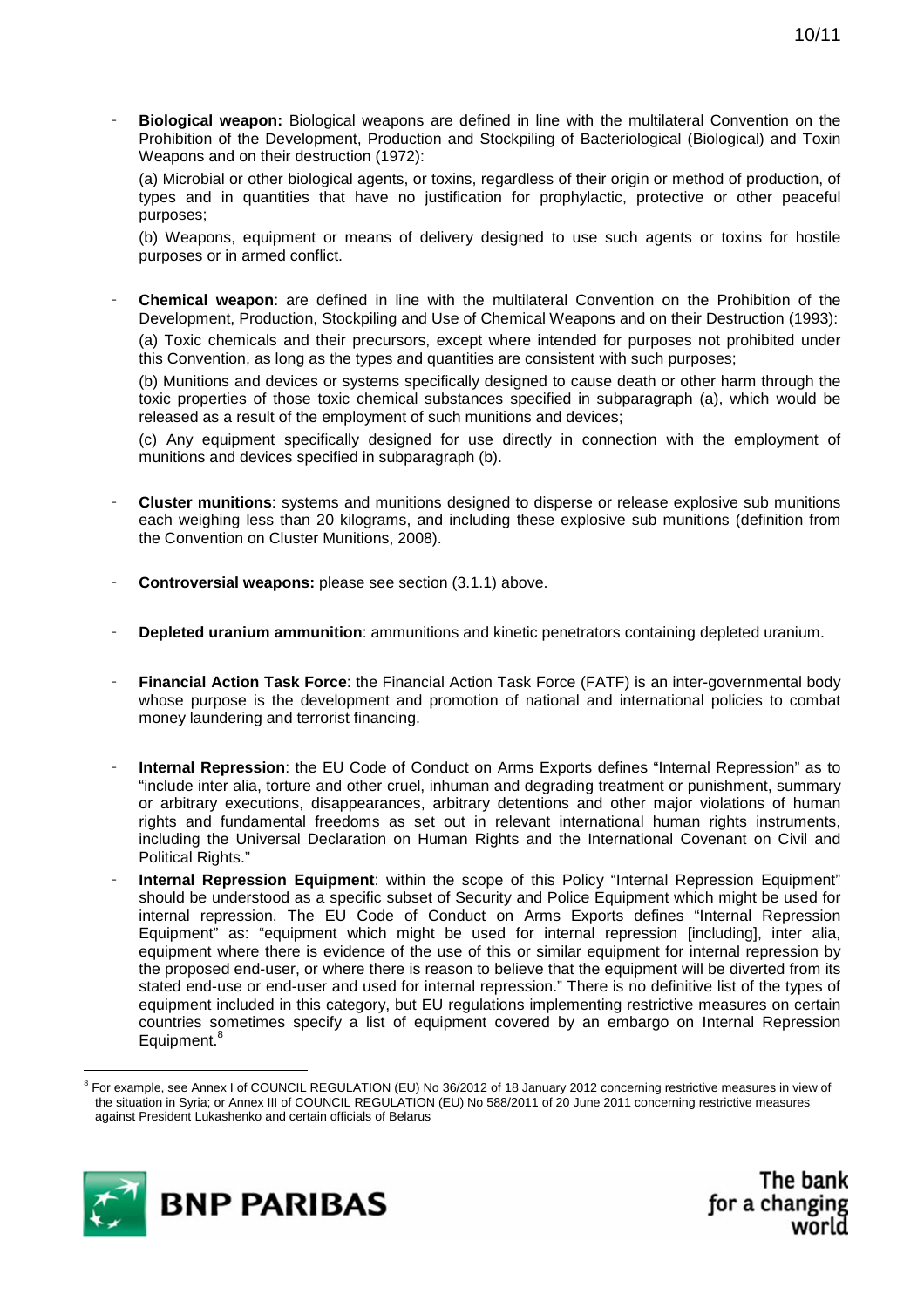- **Biological weapon:** Biological weapons are defined in line with the multilateral Convention on the Prohibition of the Development, Production and Stockpiling of Bacteriological (Biological) and Toxin Weapons and on their destruction (1972):

  (a) Microbial or other biological agents, or toxins, regardless of their origin or method of production, of types and in quantities that have no justification for prophylactic, protective or other peaceful purposes;

  (b) Weapons, equipment or means of delivery designed to use such agents or toxins for hostile purposes or in armed conflict.

- **Chemical weapon**: are defined in line with the multilateral Convention on the Prohibition of the Development, Production, Stockpiling and Use of Chemical Weapons and on their Destruction (1993):

  (a) Toxic chemicals and their precursors, except where intended for purposes not prohibited under this Convention, as long as the types and quantities are consistent with such purposes;

  (b) Munitions and devices or systems specifically designed to cause death or other harm through the toxic properties of those toxic chemical substances specified in subparagraph (a), which would be released as a result of the employment of such munitions and devices;

  (c) Any equipment specifically designed for use directly in connection with the employment of munitions and devices specified in subparagraph (b).

- **Cluster munitions**: systems and munitions designed to disperse or release explosive sub munitions each weighing less than 20 kilograms, and including these explosive sub munitions (definition from the Convention on Cluster Munitions, 2008).

- **Controversial weapons:** please see section (3.1.1) above.

- **Depleted uranium ammunition**: ammunitions and kinetic penetrators containing depleted uranium.

- **Financial Action Task Force**: the Financial Action Task Force (FATF) is an inter-governmental body whose purpose is the development and promotion of national and international policies to combat money laundering and terrorist financing.

- **Internal Repression**: the EU Code of Conduct on Arms Exports defines "Internal Repression" as to "include inter alia, torture and other cruel, inhuman and degrading treatment or punishment, summary or arbitrary executions, disappearances, arbitrary detentions and other major violations of human rights and fundamental freedoms as set out in relevant international human rights instruments, including the Universal Declaration on Human Rights and the International Covenant on Civil and Political Rights."

- **Internal Repression Equipment**: within the scope of this Policy "Internal Repression Equipment" should be understood as a specific subset of Security and Police Equipment which might be used for internal repression. The EU Code of Conduct on Arms Exports defines "Internal Repression Equipment" as: "equipment which might be used for internal repression [including], inter alia, equipment where there is evidence of the use of this or similar equipment for internal repression by the proposed end-user, or where there is reason to believe that the equipment will be diverted from its stated end-use or end-user and used for internal repression." There is no definitive list of the types of equipment included in this category, but EU regulations implementing restrictive measures on certain countries sometimes specify a list of equipment covered by an embargo on Internal Repression Equipment.[8]

[8] For example, see Annex I of COUNCIL REGULATION (EU) No 36/2012 of 18 January 2012 concerning restrictive measures in view of the situation in Syria; or Annex III of COUNCIL REGULATION (EU) No 588/2011 of 20 June 2011 concerning restrictive measures against President Lukashenko and certain officials of Belarus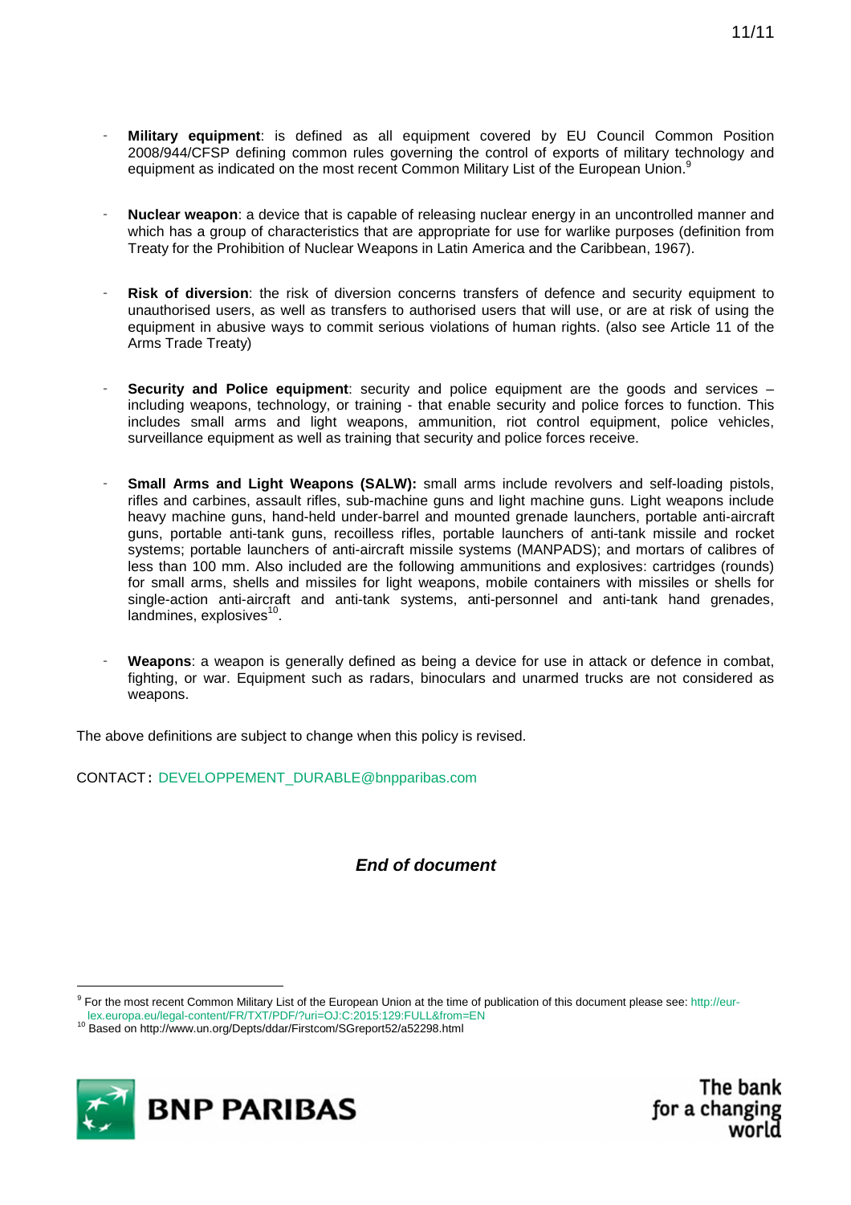- **Military equipment**: is defined as all equipment covered by EU Council Common Position 2008/944/CFSP defining common rules governing the control of exports of military technology and equipment as indicated on the most recent Common Military List of the European Union.[9]

- **Nuclear weapon**: a device that is capable of releasing nuclear energy in an uncontrolled manner and which has a group of characteristics that are appropriate for use for warlike purposes (definition from Treaty for the Prohibition of Nuclear Weapons in Latin America and the Caribbean, 1967).

- **Risk of diversion**: the risk of diversion concerns transfers of defence and security equipment to unauthorised users, as well as transfers to authorised users that will use, or are at risk of using the equipment in abusive ways to commit serious violations of human rights. (also see Article 11 of the Arms Trade Treaty)

- **Security and Police equipment**: security and police equipment are the goods and services – including weapons, technology, or training - that enable security and police forces to function. This includes small arms and light weapons, ammunition, riot control equipment, police vehicles, surveillance equipment as well as training that security and police forces receive.

- **Small Arms and Light Weapons (SALW):** small arms include revolvers and self-loading pistols, rifles and carbines, assault rifles, sub-machine guns and light machine guns. Light weapons include heavy machine guns, hand-held under-barrel and mounted grenade launchers, portable anti-aircraft guns, portable anti-tank guns, recoilless rifles, portable launchers of anti-tank missile and rocket systems; portable launchers of anti-aircraft missile systems (MANPADS); and mortars of calibres of less than 100 mm. Also included are the following ammunitions and explosives: cartridges (rounds) for small arms, shells and missiles for light weapons, mobile containers with missiles or shells for single-action anti-aircraft and anti-tank systems, anti-personnel and anti-tank hand grenades, landmines, explosives[10].

- **Weapons**: a weapon is generally defined as being a device for use in attack or defence in combat, fighting, or war. Equipment such as radars, binoculars and unarmed trucks are not considered as weapons.

The above definitions are subject to change when this policy is revised.

CONTACT : DEVELOPPEMENT_DURABLE@bnpparibas.com

***End of document***

[9] For the most recent Common Military List of the European Union at the time of publication of this document please see: http://eur-lex.europa.eu/legal-content/FR/TXT/PDF/?uri=OJ:C:2015:129:FULL&from=EN

[10] Based on http://www.un.org/Depts/ddar/Firstcom/SGreport52/a52298.html